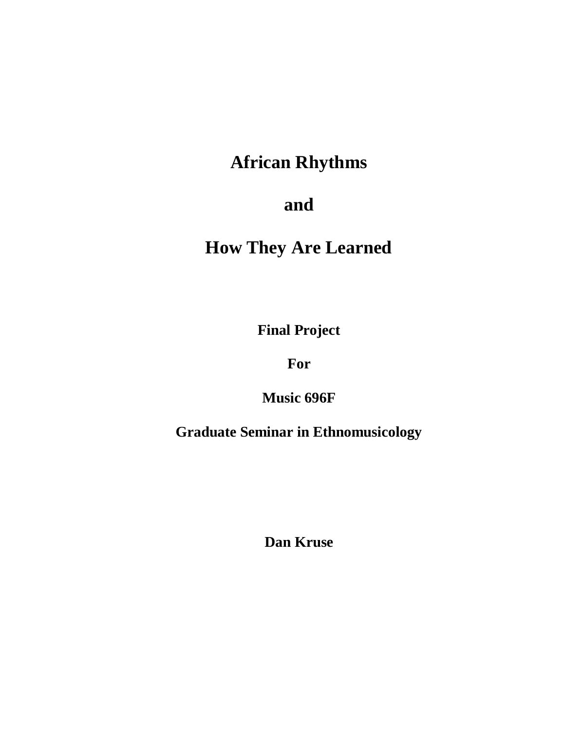# African Rhythms

# and

# How They Are Learned

**Final Project**

**For**

**Music 696F**

**Graduate Seminar in Ethnomusicology**

**Dan Kruse**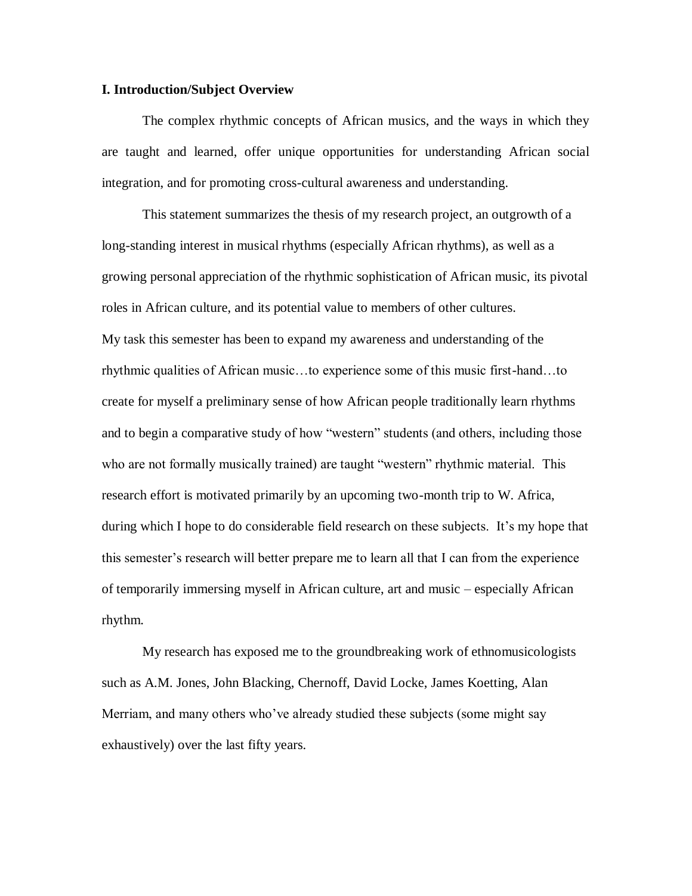**I. Introduction/Subject Overview**

The complex rhythmic concepts of African musics, and the ways in which they are taught and learned, offer unique opportunities for understanding African social integration, and for promoting cross-cultural awareness and understanding.

This statement summarizes the thesis of my research project, an outgrowth of a long-standing interest in musical rhythms (especially African rhythms), as well as a growing personal appreciation of the rhythmic sophistication of African music, its pivotal roles in African culture, and its potential value to members of other cultures.

My task this semester has been to expand my awareness and understanding of the rhythmic qualities of African music…to experience some of this music first-hand…to create for myself a preliminary sense of how African people traditionally learn rhythms and to begin a comparative study of how "western" students (and others, including those who are not formally musically trained) are taught "western" rhythmic material. This research effort is motivated primarily by an upcoming two-month trip to W. Africa, during which I hope to do considerable field research on these subjects. It's my hope that this semester's research will better prepare me to learn all that I can from the experience of temporarily immersing myself in African culture, art and music – especially African rhythm.

My research has exposed me to the groundbreaking work of ethnomusicologists such as A.M. Jones, John Blacking, Chernoff, David Locke, James Koetting, Alan Merriam, and many others who've already studied these subjects (some might say exhaustively) over the last fifty years.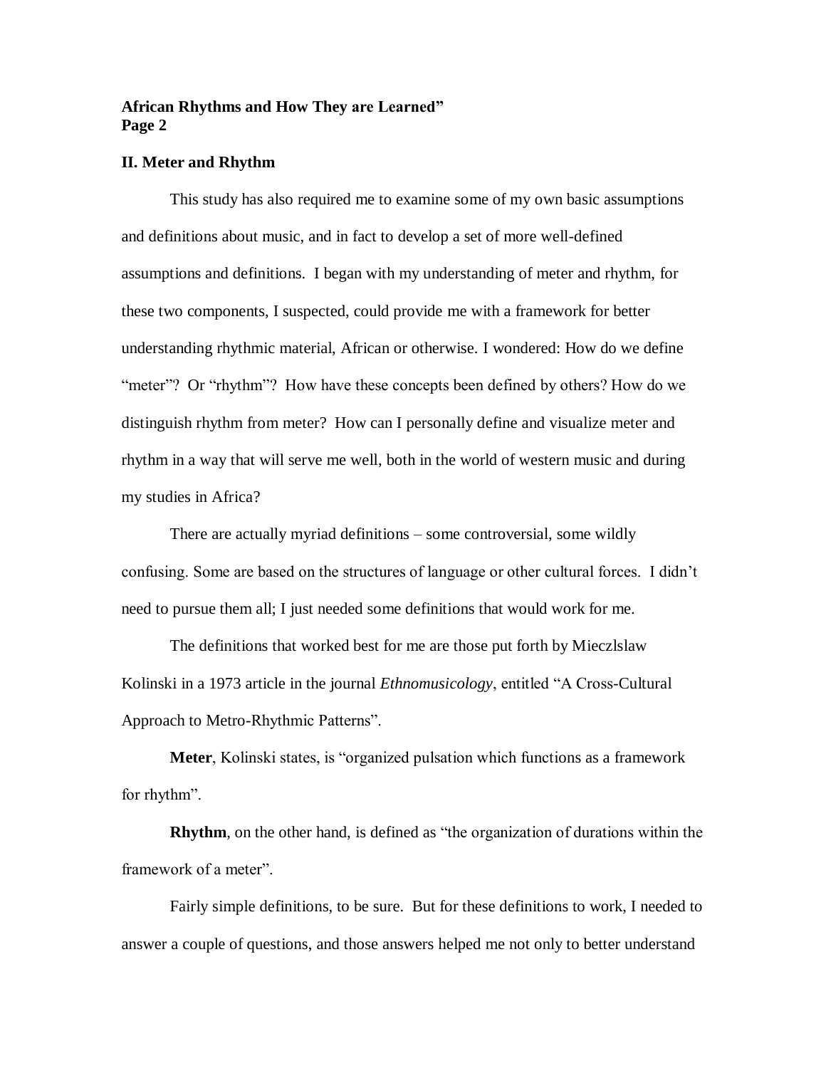## II. Meter and Rhythm

This study has also required me to examine some of my own basic assumptions and definitions about music, and in fact to develop a set of more well-defined assumptions and definitions. I began with my understanding of meter and rhythm, for these two components, I suspected, could provide me with a framework for better understanding rhythmic material, African or otherwise. I wondered: How do we define "meter"? Or "rhythm"? How have these concepts been defined by others? How do we distinguish rhythm from meter? How can I personally define and visualize meter and rhythm in a way that will serve me well, both in the world of western music and during my studies in Africa?

There are actually myriad definitions – some controversial, some wildly confusing. Some are based on the structures of language or other cultural forces. I didn't need to pursue them all; I just needed some definitions that would work for me.

The definitions that worked best for me are those put forth by Mieczlslaw Kolinski in a 1973 article in the journal *Ethnomusicology*, entitled "A Cross-Cultural Approach to Metro-Rhythmic Patterns".

**Meter**, Kolinski states, is "organized pulsation which functions as a framework for rhythm".

**Rhythm**, on the other hand, is defined as "the organization of durations within the framework of a meter".

Fairly simple definitions, to be sure. But for these definitions to work, I needed to answer a couple of questions, and those answers helped me not only to better understand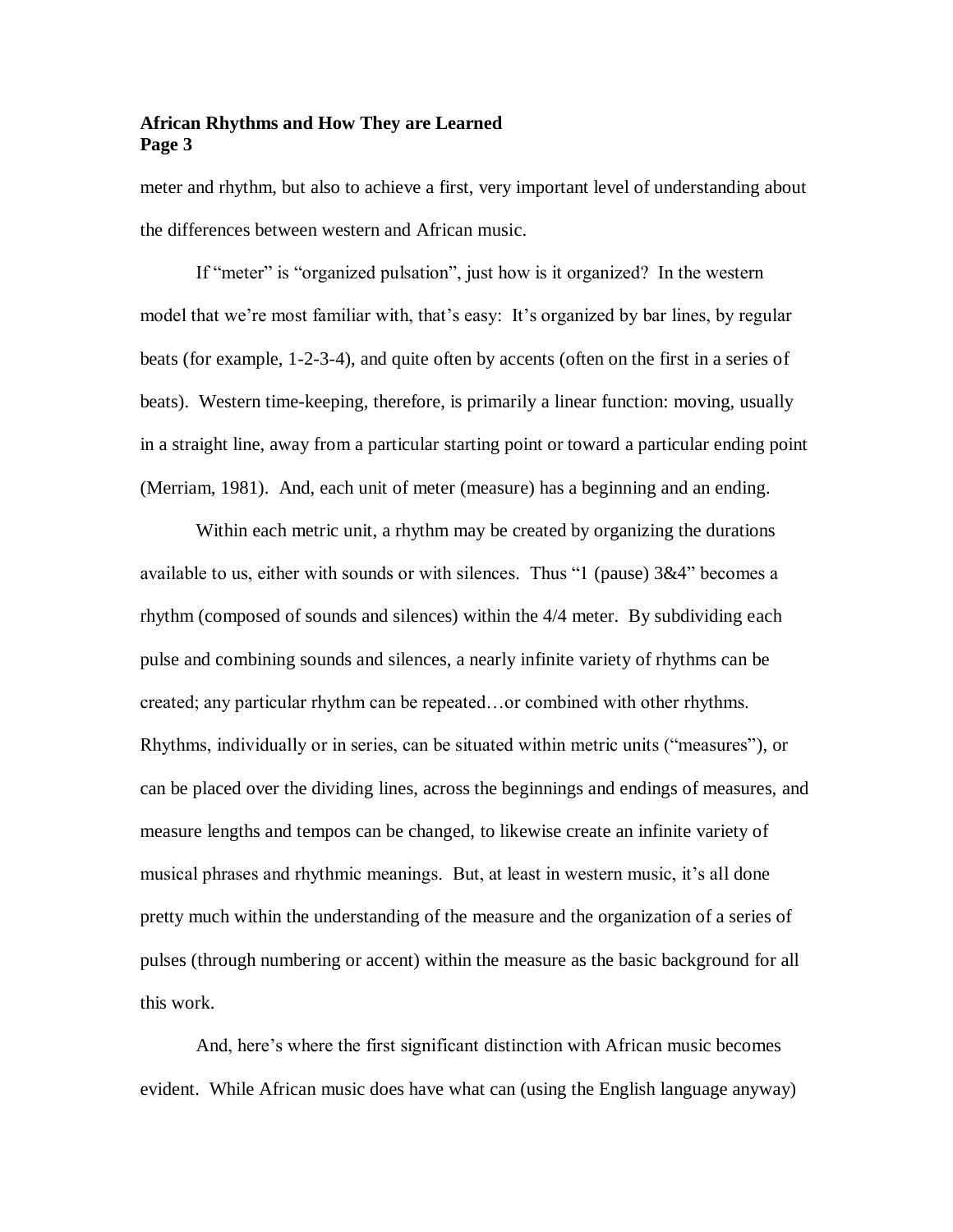meter and rhythm, but also to achieve a first, very important level of understanding about the differences between western and African music.

If "meter" is "organized pulsation", just how is it organized? In the western model that we're most familiar with, that's easy: It's organized by bar lines, by regular beats (for example, 1-2-3-4), and quite often by accents (often on the first in a series of beats). Western time-keeping, therefore, is primarily a linear function: moving, usually in a straight line, away from a particular starting point or toward a particular ending point (Merriam, 1981). And, each unit of meter (measure) has a beginning and an ending.

Within each metric unit, a rhythm may be created by organizing the durations available to us, either with sounds or with silences. Thus "1 (pause) 3&4" becomes a rhythm (composed of sounds and silences) within the 4/4 meter. By subdividing each pulse and combining sounds and silences, a nearly infinite variety of rhythms can be created; any particular rhythm can be repeated…or combined with other rhythms. Rhythms, individually or in series, can be situated within metric units ("measures"), or can be placed over the dividing lines, across the beginnings and endings of measures, and measure lengths and tempos can be changed, to likewise create an infinite variety of musical phrases and rhythmic meanings. But, at least in western music, it's all done pretty much within the understanding of the measure and the organization of a series of pulses (through numbering or accent) within the measure as the basic background for all this work.

And, here's where the first significant distinction with African music becomes evident. While African music does have what can (using the English language anyway)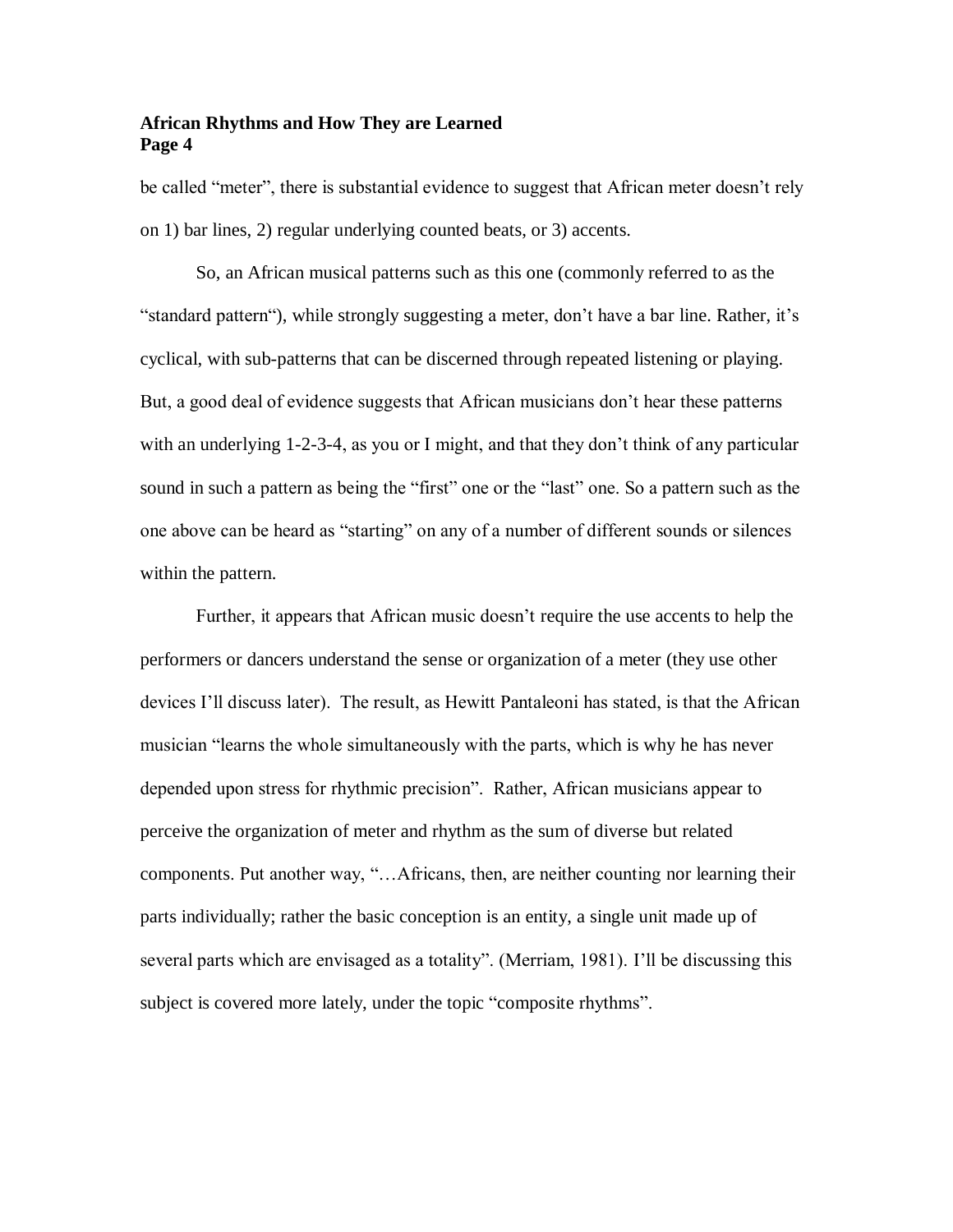be called "meter", there is substantial evidence to suggest that African meter doesn't rely on 1) bar lines, 2) regular underlying counted beats, or 3) accents.

So, an African musical patterns such as this one (commonly referred to as the "standard pattern"), while strongly suggesting a meter, don't have a bar line. Rather, it's cyclical, with sub-patterns that can be discerned through repeated listening or playing. But, a good deal of evidence suggests that African musicians don't hear these patterns with an underlying 1-2-3-4, as you or I might, and that they don't think of any particular sound in such a pattern as being the "first" one or the "last" one. So a pattern such as the one above can be heard as "starting" on any of a number of different sounds or silences within the pattern.

Further, it appears that African music doesn't require the use accents to help the performers or dancers understand the sense or organization of a meter (they use other devices I'll discuss later). The result, as Hewitt Pantaleoni has stated, is that the African musician "learns the whole simultaneously with the parts, which is why he has never depended upon stress for rhythmic precision". Rather, African musicians appear to perceive the organization of meter and rhythm as the sum of diverse but related components. Put another way, "…Africans, then, are neither counting nor learning their parts individually; rather the basic conception is an entity, a single unit made up of several parts which are envisaged as a totality". (Merriam, 1981). I'll be discussing this subject is covered more lately, under the topic "composite rhythms".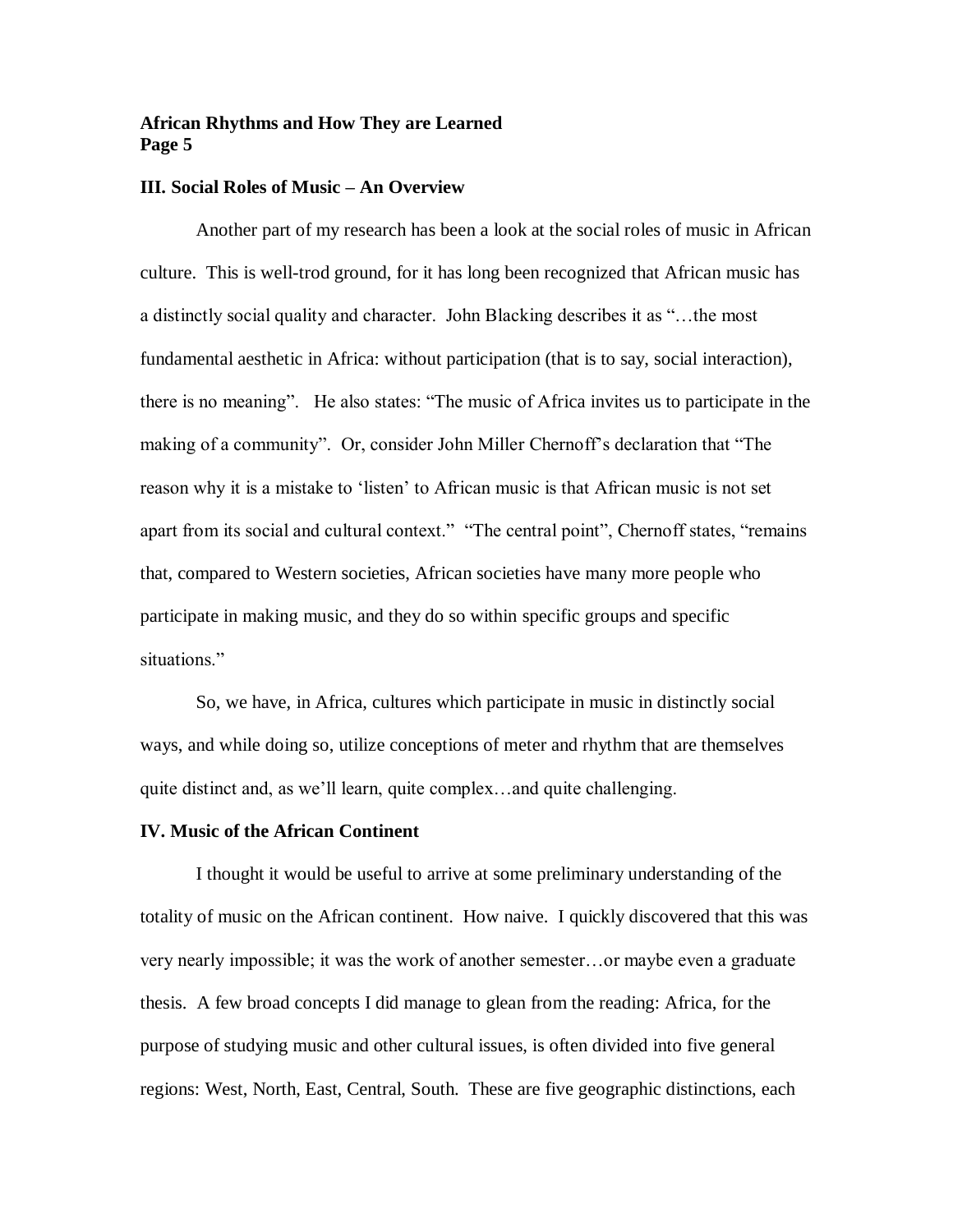### III. Social Roles of Music – An Overview

Another part of my research has been a look at the social roles of music in African culture. This is well-trod ground, for it has long been recognized that African music has a distinctly social quality and character. John Blacking describes it as "…the most fundamental aesthetic in Africa: without participation (that is to say, social interaction), there is no meaning". He also states: "The music of Africa invites us to participate in the making of a community". Or, consider John Miller Chernoff's declaration that "The reason why it is a mistake to 'listen' to African music is that African music is not set apart from its social and cultural context." "The central point", Chernoff states, "remains that, compared to Western societies, African societies have many more people who participate in making music, and they do so within specific groups and specific situations."

So, we have, in Africa, cultures which participate in music in distinctly social ways, and while doing so, utilize conceptions of meter and rhythm that are themselves quite distinct and, as we'll learn, quite complex…and quite challenging.

### IV. Music of the African Continent

I thought it would be useful to arrive at some preliminary understanding of the totality of music on the African continent. How naive. I quickly discovered that this was very nearly impossible; it was the work of another semester…or maybe even a graduate thesis. A few broad concepts I did manage to glean from the reading: Africa, for the purpose of studying music and other cultural issues, is often divided into five general regions: West, North, East, Central, South. These are five geographic distinctions, each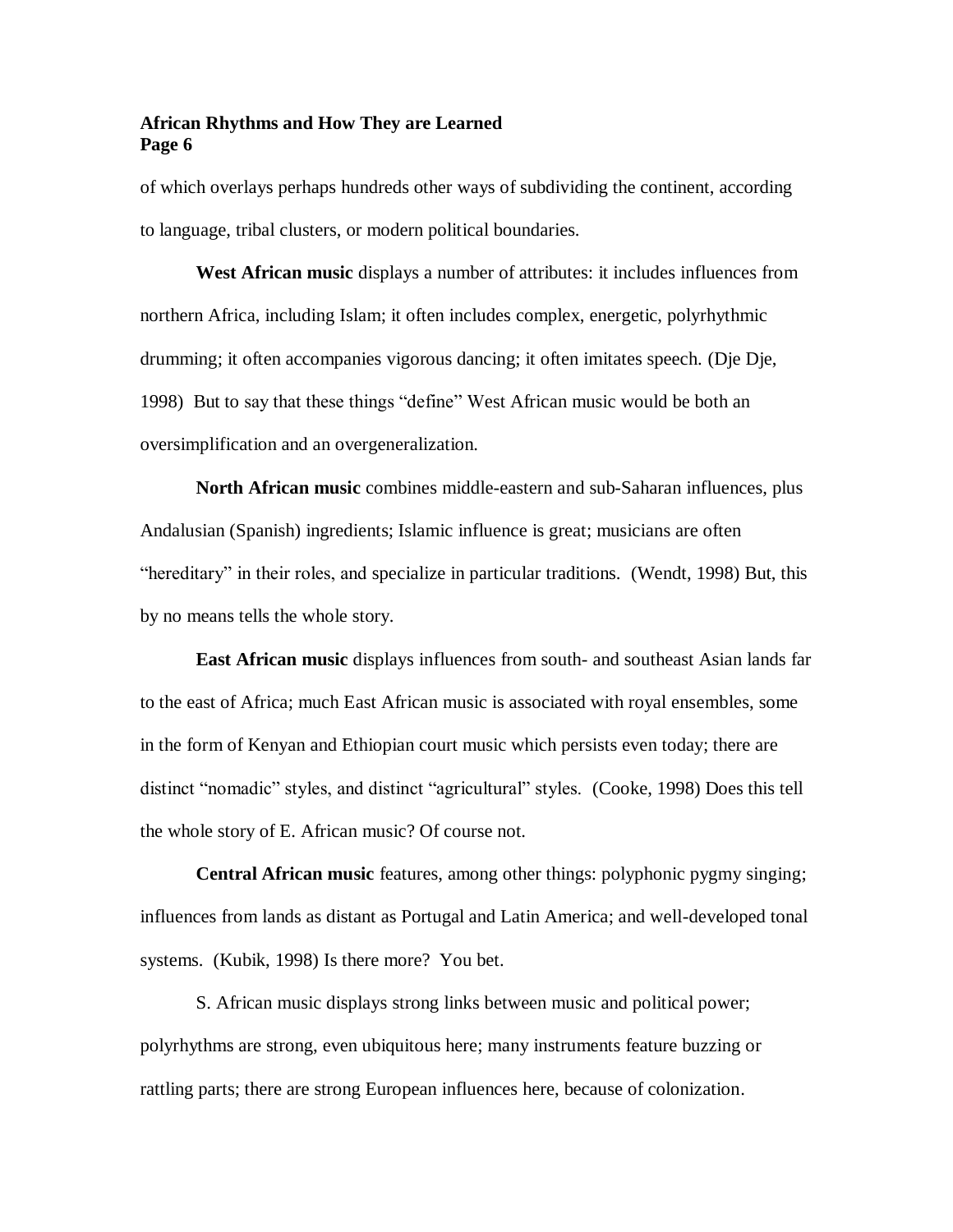of which overlays perhaps hundreds other ways of subdividing the continent, according to language, tribal clusters, or modern political boundaries.

**West African music** displays a number of attributes: it includes influences from northern Africa, including Islam; it often includes complex, energetic, polyrhythmic drumming; it often accompanies vigorous dancing; it often imitates speech. (Dje Dje, 1998) But to say that these things "define" West African music would be both an oversimplification and an overgeneralization.

**North African music** combines middle-eastern and sub-Saharan influences, plus Andalusian (Spanish) ingredients; Islamic influence is great; musicians are often "hereditary" in their roles, and specialize in particular traditions. (Wendt, 1998) But, this by no means tells the whole story.

**East African music** displays influences from south- and southeast Asian lands far to the east of Africa; much East African music is associated with royal ensembles, some in the form of Kenyan and Ethiopian court music which persists even today; there are distinct "nomadic" styles, and distinct "agricultural" styles. (Cooke, 1998) Does this tell the whole story of E. African music? Of course not.

**Central African music** features, among other things: polyphonic pygmy singing; influences from lands as distant as Portugal and Latin America; and well-developed tonal systems. (Kubik, 1998) Is there more? You bet.

S. African music displays strong links between music and political power; polyrhythms are strong, even ubiquitous here; many instruments feature buzzing or rattling parts; there are strong European influences here, because of colonization.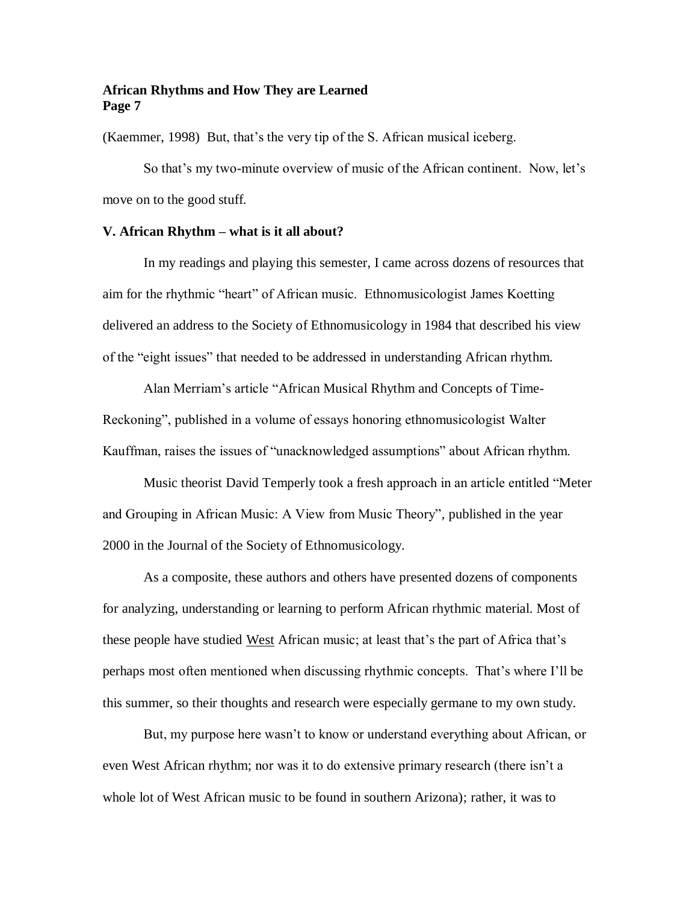(Kaemmer, 1998) But, that's the very tip of the S. African musical iceberg.

So that's my two-minute overview of music of the African continent. Now, let's move on to the good stuff.

## V. African Rhythm – what is it all about?

In my readings and playing this semester, I came across dozens of resources that aim for the rhythmic "heart" of African music. Ethnomusicologist James Koetting delivered an address to the Society of Ethnomusicology in 1984 that described his view of the "eight issues" that needed to be addressed in understanding African rhythm.

Alan Merriam's article "African Musical Rhythm and Concepts of Time-Reckoning", published in a volume of essays honoring ethnomusicologist Walter Kauffman, raises the issues of "unacknowledged assumptions" about African rhythm.

Music theorist David Temperly took a fresh approach in an article entitled "Meter and Grouping in African Music: A View from Music Theory", published in the year 2000 in the Journal of the Society of Ethnomusicology.

As a composite, these authors and others have presented dozens of components for analyzing, understanding or learning to perform African rhythmic material. Most of these people have studied <u>West</u> African music; at least that's the part of Africa that's perhaps most often mentioned when discussing rhythmic concepts. That's where I'll be this summer, so their thoughts and research were especially germane to my own study.

But, my purpose here wasn't to know or understand everything about African, or even West African rhythm; nor was it to do extensive primary research (there isn't a whole lot of West African music to be found in southern Arizona); rather, it was to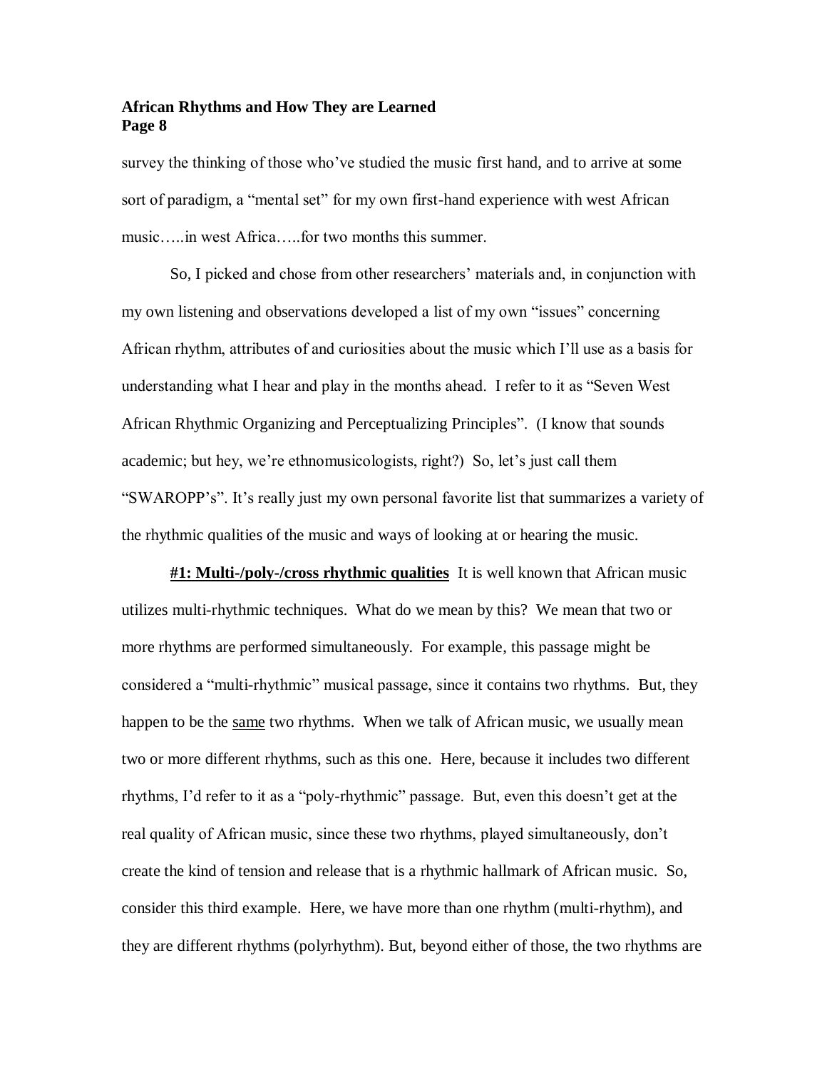survey the thinking of those who've studied the music first hand, and to arrive at some sort of paradigm, a "mental set" for my own first-hand experience with west African music…..in west Africa…..for two months this summer.

So, I picked and chose from other researchers' materials and, in conjunction with my own listening and observations developed a list of my own "issues" concerning African rhythm, attributes of and curiosities about the music which I'll use as a basis for understanding what I hear and play in the months ahead. I refer to it as "Seven West African Rhythmic Organizing and Perceptualizing Principles". (I know that sounds academic; but hey, we're ethnomusicologists, right?) So, let's just call them "SWAROPP's". It's really just my own personal favorite list that summarizes a variety of the rhythmic qualities of the music and ways of looking at or hearing the music.

<u>**#1: Multi-/poly-/cross rhythmic qualities**</u> It is well known that African music utilizes multi-rhythmic techniques. What do we mean by this? We mean that two or more rhythms are performed simultaneously. For example, this passage might be considered a "multi-rhythmic" musical passage, since it contains two rhythms. But, they happen to be the <u>same</u> two rhythms. When we talk of African music, we usually mean two or more different rhythms, such as this one. Here, because it includes two different rhythms, I'd refer to it as a "poly-rhythmic" passage. But, even this doesn't get at the real quality of African music, since these two rhythms, played simultaneously, don't create the kind of tension and release that is a rhythmic hallmark of African music. So, consider this third example. Here, we have more than one rhythm (multi-rhythm), and they are different rhythms (polyrhythm). But, beyond either of those, the two rhythms are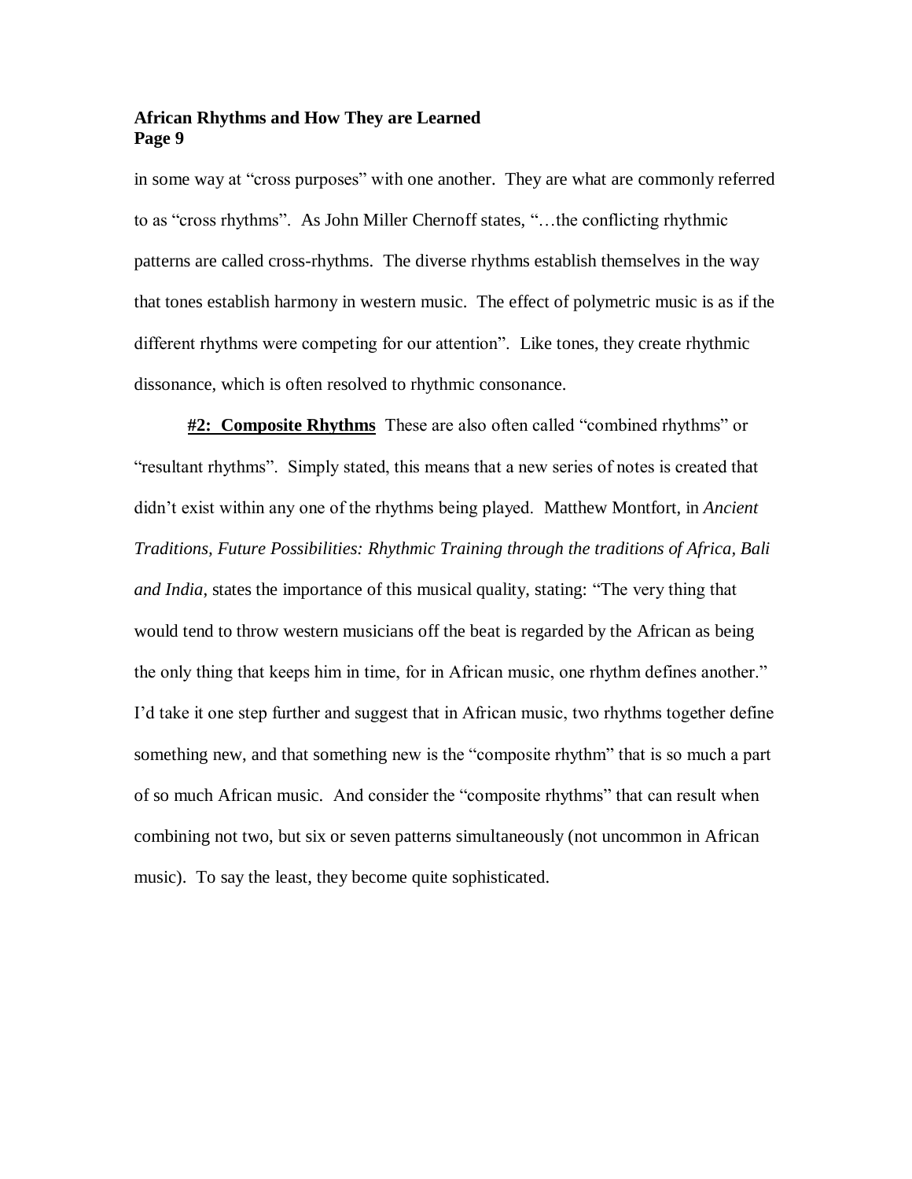in some way at "cross purposes" with one another. They are what are commonly referred to as "cross rhythms". As John Miller Chernoff states, "…the conflicting rhythmic patterns are called cross-rhythms. The diverse rhythms establish themselves in the way that tones establish harmony in western music. The effect of polymetric music is as if the different rhythms were competing for our attention". Like tones, they create rhythmic dissonance, which is often resolved to rhythmic consonance.

**#2: Composite Rhythms** These are also often called "combined rhythms" or "resultant rhythms". Simply stated, this means that a new series of notes is created that didn't exist within any one of the rhythms being played. Matthew Montfort, in *Ancient Traditions, Future Possibilities: Rhythmic Training through the traditions of Africa, Bali and India*, states the importance of this musical quality, stating: "The very thing that would tend to throw western musicians off the beat is regarded by the African as being the only thing that keeps him in time, for in African music, one rhythm defines another." I'd take it one step further and suggest that in African music, two rhythms together define something new, and that something new is the "composite rhythm" that is so much a part of so much African music. And consider the "composite rhythms" that can result when combining not two, but six or seven patterns simultaneously (not uncommon in African music). To say the least, they become quite sophisticated.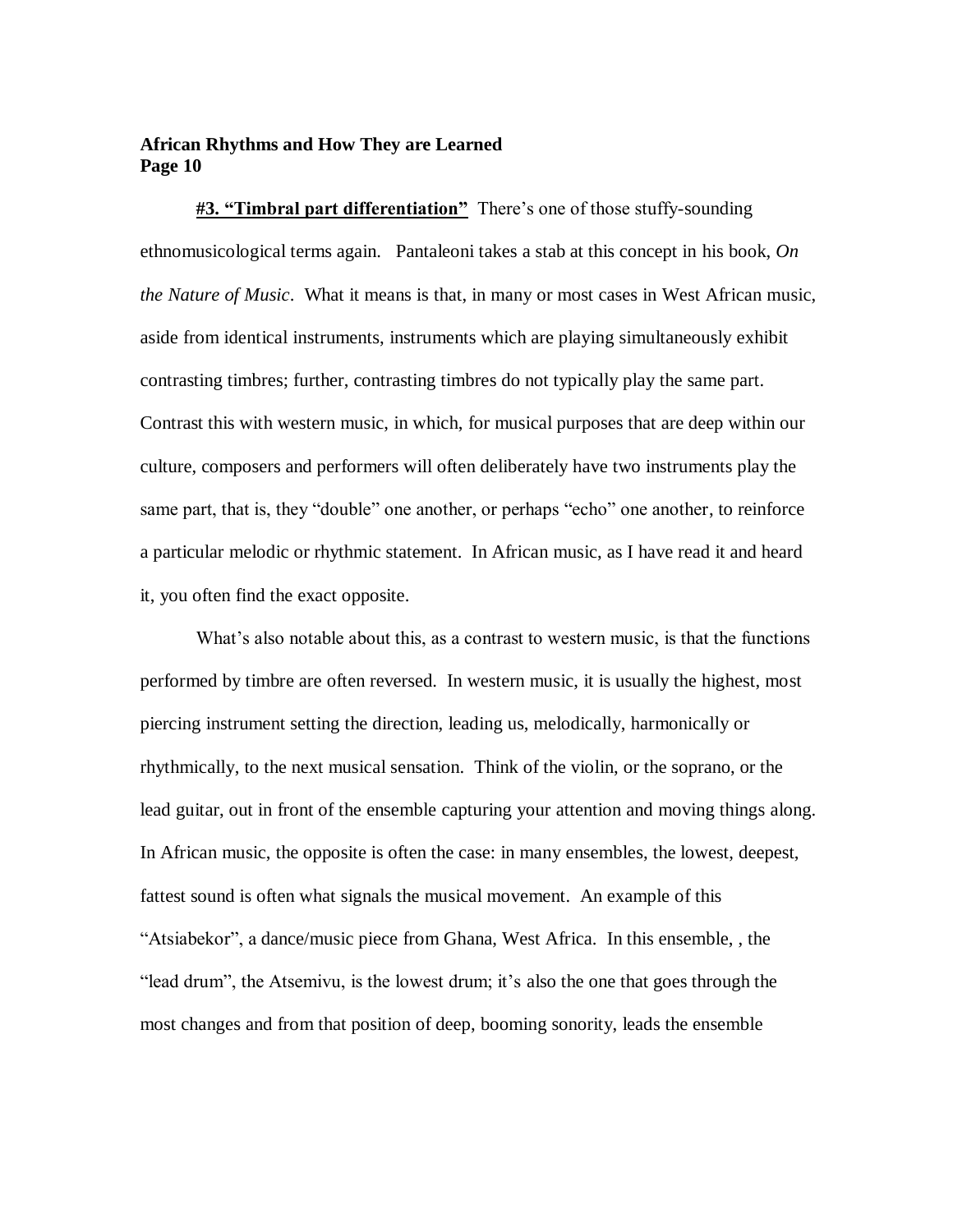**#3. "Timbral part differentiation"** There's one of those stuffy-sounding ethnomusicological terms again. Pantaleoni takes a stab at this concept in his book, *On the Nature of Music*. What it means is that, in many or most cases in West African music, aside from identical instruments, instruments which are playing simultaneously exhibit contrasting timbres; further, contrasting timbres do not typically play the same part. Contrast this with western music, in which, for musical purposes that are deep within our culture, composers and performers will often deliberately have two instruments play the same part, that is, they "double" one another, or perhaps "echo" one another, to reinforce a particular melodic or rhythmic statement. In African music, as I have read it and heard it, you often find the exact opposite.

What's also notable about this, as a contrast to western music, is that the functions performed by timbre are often reversed. In western music, it is usually the highest, most piercing instrument setting the direction, leading us, melodically, harmonically or rhythmically, to the next musical sensation. Think of the violin, or the soprano, or the lead guitar, out in front of the ensemble capturing your attention and moving things along. In African music, the opposite is often the case: in many ensembles, the lowest, deepest, fattest sound is often what signals the musical movement. An example of this "Atsiabekor", a dance/music piece from Ghana, West Africa. In this ensemble, , the "lead drum", the Atsemivu, is the lowest drum; it's also the one that goes through the most changes and from that position of deep, booming sonority, leads the ensemble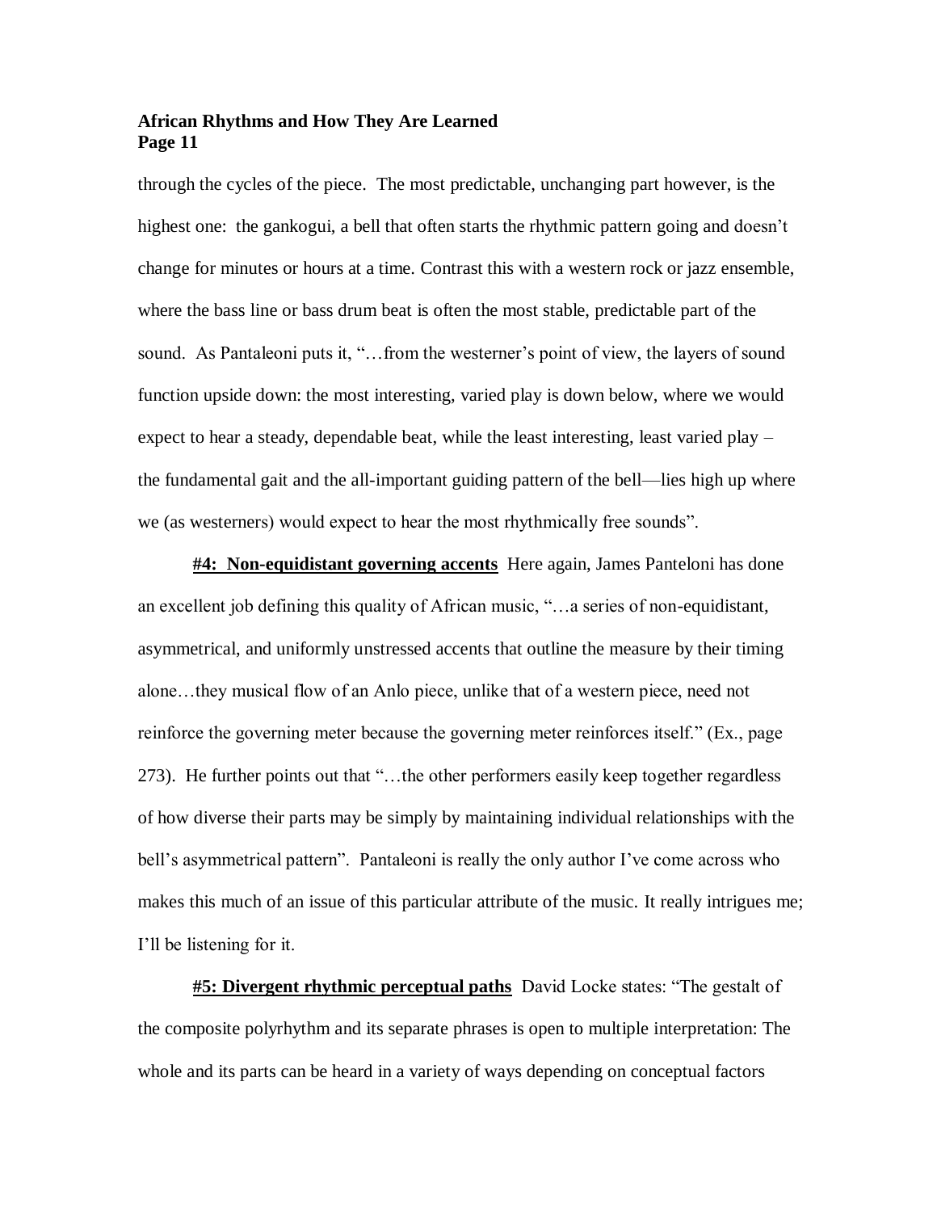through the cycles of the piece. The most predictable, unchanging part however, is the highest one: the gankogui, a bell that often starts the rhythmic pattern going and doesn't change for minutes or hours at a time. Contrast this with a western rock or jazz ensemble, where the bass line or bass drum beat is often the most stable, predictable part of the sound. As Pantaleoni puts it, "…from the westerner's point of view, the layers of sound function upside down: the most interesting, varied play is down below, where we would expect to hear a steady, dependable beat, while the least interesting, least varied play – the fundamental gait and the all-important guiding pattern of the bell—lies high up where we (as westerners) would expect to hear the most rhythmically free sounds".

**#4: Non-equidistant governing accents** Here again, James Panteloni has done an excellent job defining this quality of African music, "…a series of non-equidistant, asymmetrical, and uniformly unstressed accents that outline the measure by their timing alone…they musical flow of an Anlo piece, unlike that of a western piece, need not reinforce the governing meter because the governing meter reinforces itself." (Ex., page 273). He further points out that "…the other performers easily keep together regardless of how diverse their parts may be simply by maintaining individual relationships with the bell's asymmetrical pattern". Pantaleoni is really the only author I've come across who makes this much of an issue of this particular attribute of the music. It really intrigues me; I'll be listening for it.

**#5: Divergent rhythmic perceptual paths** David Locke states: "The gestalt of the composite polyrhythm and its separate phrases is open to multiple interpretation: The whole and its parts can be heard in a variety of ways depending on conceptual factors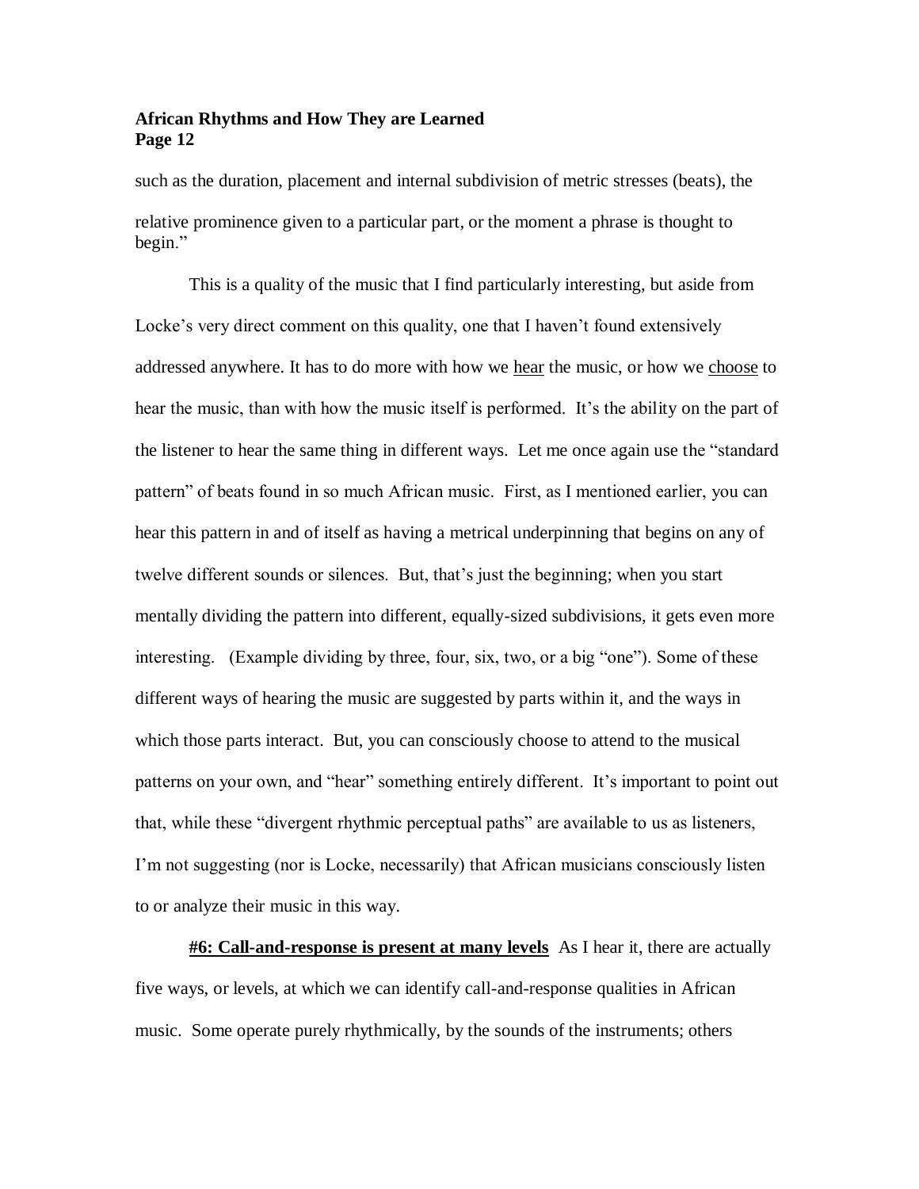such as the duration, placement and internal subdivision of metric stresses (beats), the relative prominence given to a particular part, or the moment a phrase is thought to begin."

This is a quality of the music that I find particularly interesting, but aside from Locke's very direct comment on this quality, one that I haven't found extensively addressed anywhere. It has to do more with how we <u>hear</u> the music, or how we <u>choose</u> to hear the music, than with how the music itself is performed. It's the ability on the part of the listener to hear the same thing in different ways. Let me once again use the "standard pattern" of beats found in so much African music. First, as I mentioned earlier, you can hear this pattern in and of itself as having a metrical underpinning that begins on any of twelve different sounds or silences. But, that's just the beginning; when you start mentally dividing the pattern into different, equally-sized subdivisions, it gets even more interesting. (Example dividing by three, four, six, two, or a big "one"). Some of these different ways of hearing the music are suggested by parts within it, and the ways in which those parts interact. But, you can consciously choose to attend to the musical patterns on your own, and "hear" something entirely different. It's important to point out that, while these "divergent rhythmic perceptual paths" are available to us as listeners, I'm not suggesting (nor is Locke, necessarily) that African musicians consciously listen to or analyze their music in this way.

**<u>#6: Call-and-response is present at many levels</u>** As I hear it, there are actually five ways, or levels, at which we can identify call-and-response qualities in African music. Some operate purely rhythmically, by the sounds of the instruments; others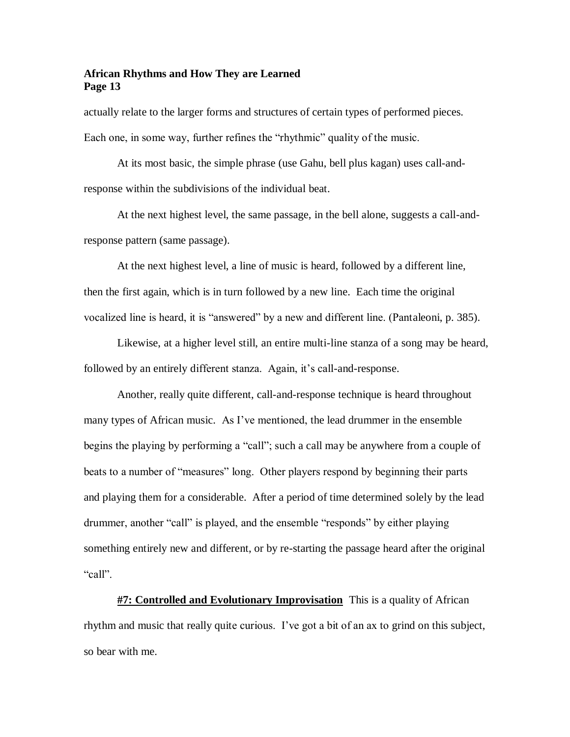actually relate to the larger forms and structures of certain types of performed pieces. Each one, in some way, further refines the "rhythmic" quality of the music.

At its most basic, the simple phrase (use Gahu, bell plus kagan) uses call-and-response within the subdivisions of the individual beat.

At the next highest level, the same passage, in the bell alone, suggests a call-and-response pattern (same passage).

At the next highest level, a line of music is heard, followed by a different line, then the first again, which is in turn followed by a new line. Each time the original vocalized line is heard, it is "answered" by a new and different line. (Pantaleoni, p. 385).

Likewise, at a higher level still, an entire multi-line stanza of a song may be heard, followed by an entirely different stanza. Again, it's call-and-response.

Another, really quite different, call-and-response technique is heard throughout many types of African music. As I've mentioned, the lead drummer in the ensemble begins the playing by performing a "call"; such a call may be anywhere from a couple of beats to a number of "measures" long. Other players respond by beginning their parts and playing them for a considerable. After a period of time determined solely by the lead drummer, another "call" is played, and the ensemble "responds" by either playing something entirely new and different, or by re-starting the passage heard after the original "call".

**<u>#7: Controlled and Evolutionary Improvisation</u>** This is a quality of African rhythm and music that really quite curious. I've got a bit of an ax to grind on this subject, so bear with me.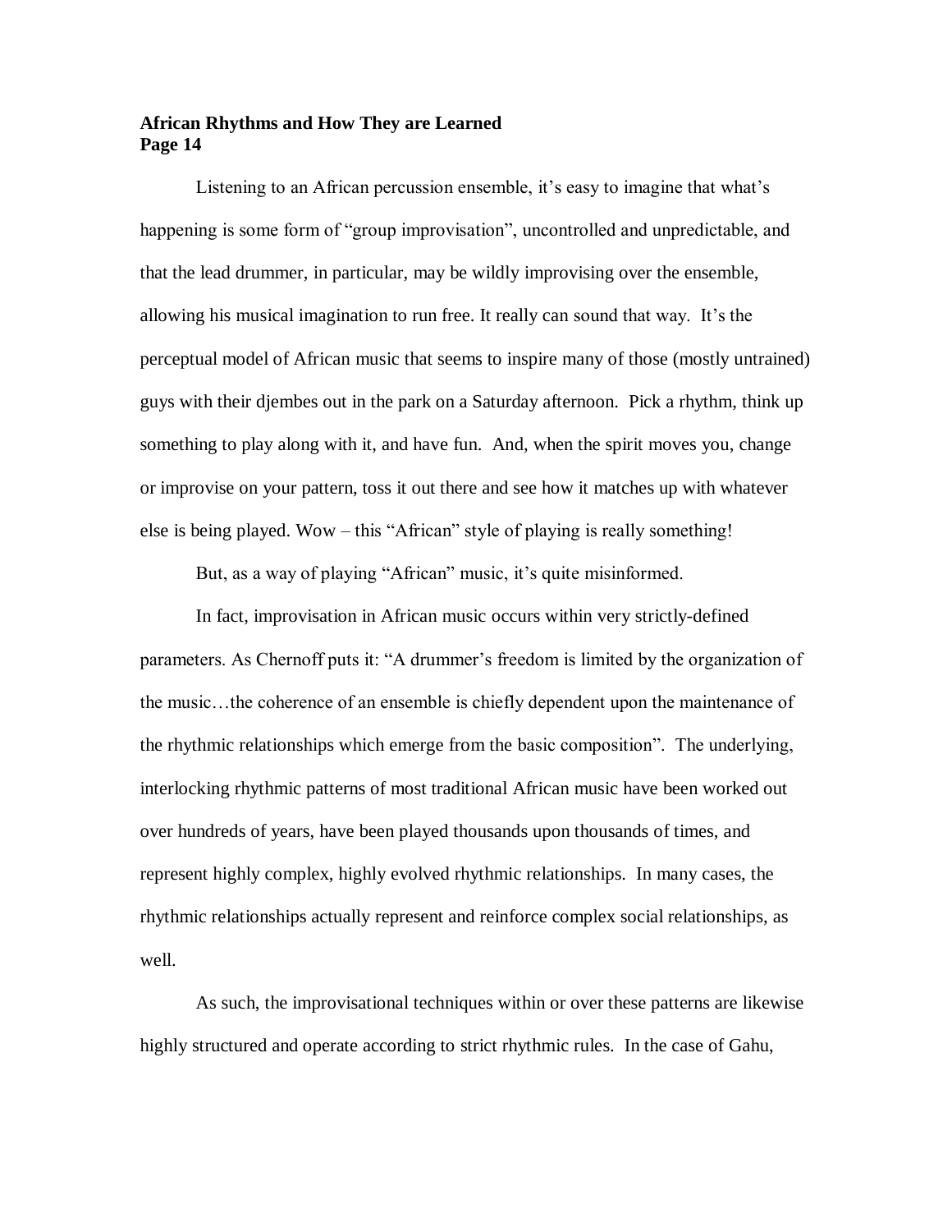Listening to an African percussion ensemble, it's easy to imagine that what's happening is some form of "group improvisation", uncontrolled and unpredictable, and that the lead drummer, in particular, may be wildly improvising over the ensemble, allowing his musical imagination to run free. It really can sound that way. It's the perceptual model of African music that seems to inspire many of those (mostly untrained) guys with their djembes out in the park on a Saturday afternoon. Pick a rhythm, think up something to play along with it, and have fun. And, when the spirit moves you, change or improvise on your pattern, toss it out there and see how it matches up with whatever else is being played. Wow – this "African" style of playing is really something!

But, as a way of playing "African" music, it's quite misinformed.

In fact, improvisation in African music occurs within very strictly-defined parameters. As Chernoff puts it: "A drummer's freedom is limited by the organization of the music…the coherence of an ensemble is chiefly dependent upon the maintenance of the rhythmic relationships which emerge from the basic composition". The underlying, interlocking rhythmic patterns of most traditional African music have been worked out over hundreds of years, have been played thousands upon thousands of times, and represent highly complex, highly evolved rhythmic relationships. In many cases, the rhythmic relationships actually represent and reinforce complex social relationships, as well.

As such, the improvisational techniques within or over these patterns are likewise highly structured and operate according to strict rhythmic rules. In the case of Gahu,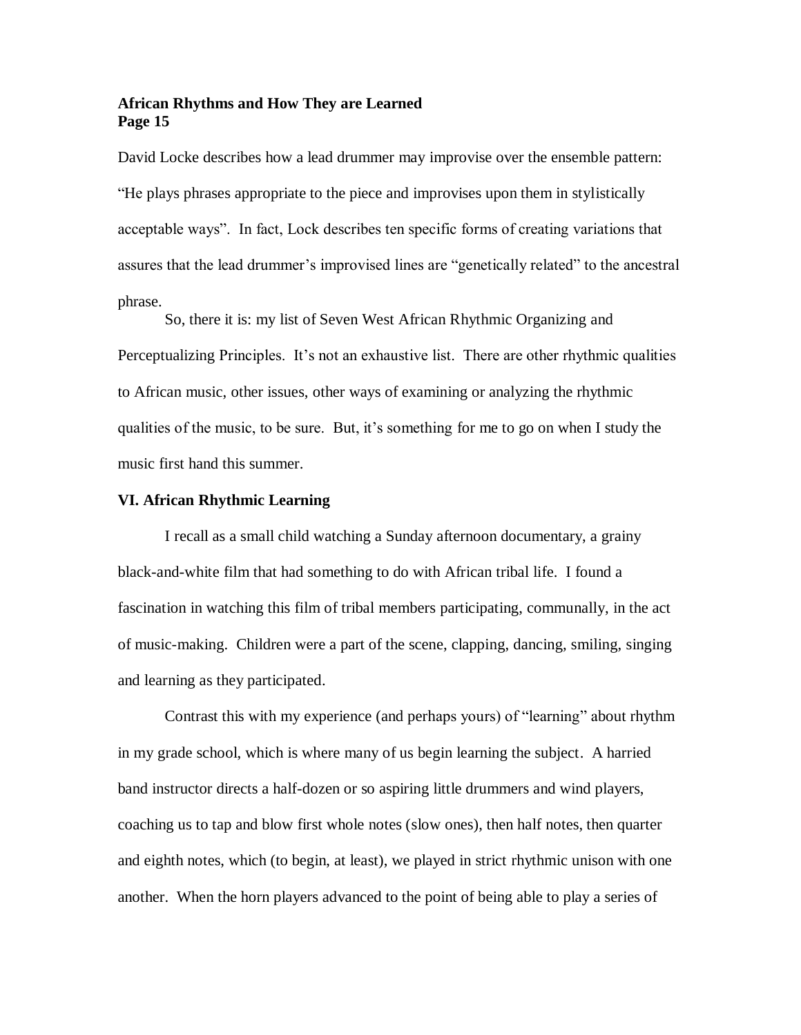David Locke describes how a lead drummer may improvise over the ensemble pattern: "He plays phrases appropriate to the piece and improvises upon them in stylistically acceptable ways". In fact, Lock describes ten specific forms of creating variations that assures that the lead drummer's improvised lines are "genetically related" to the ancestral phrase.

So, there it is: my list of Seven West African Rhythmic Organizing and Perceptualizing Principles. It's not an exhaustive list. There are other rhythmic qualities to African music, other issues, other ways of examining or analyzing the rhythmic qualities of the music, to be sure. But, it's something for me to go on when I study the music first hand this summer.

## VI. African Rhythmic Learning

I recall as a small child watching a Sunday afternoon documentary, a grainy black-and-white film that had something to do with African tribal life. I found a fascination in watching this film of tribal members participating, communally, in the act of music-making. Children were a part of the scene, clapping, dancing, smiling, singing and learning as they participated.

Contrast this with my experience (and perhaps yours) of "learning" about rhythm in my grade school, which is where many of us begin learning the subject. A harried band instructor directs a half-dozen or so aspiring little drummers and wind players, coaching us to tap and blow first whole notes (slow ones), then half notes, then quarter and eighth notes, which (to begin, at least), we played in strict rhythmic unison with one another. When the horn players advanced to the point of being able to play a series of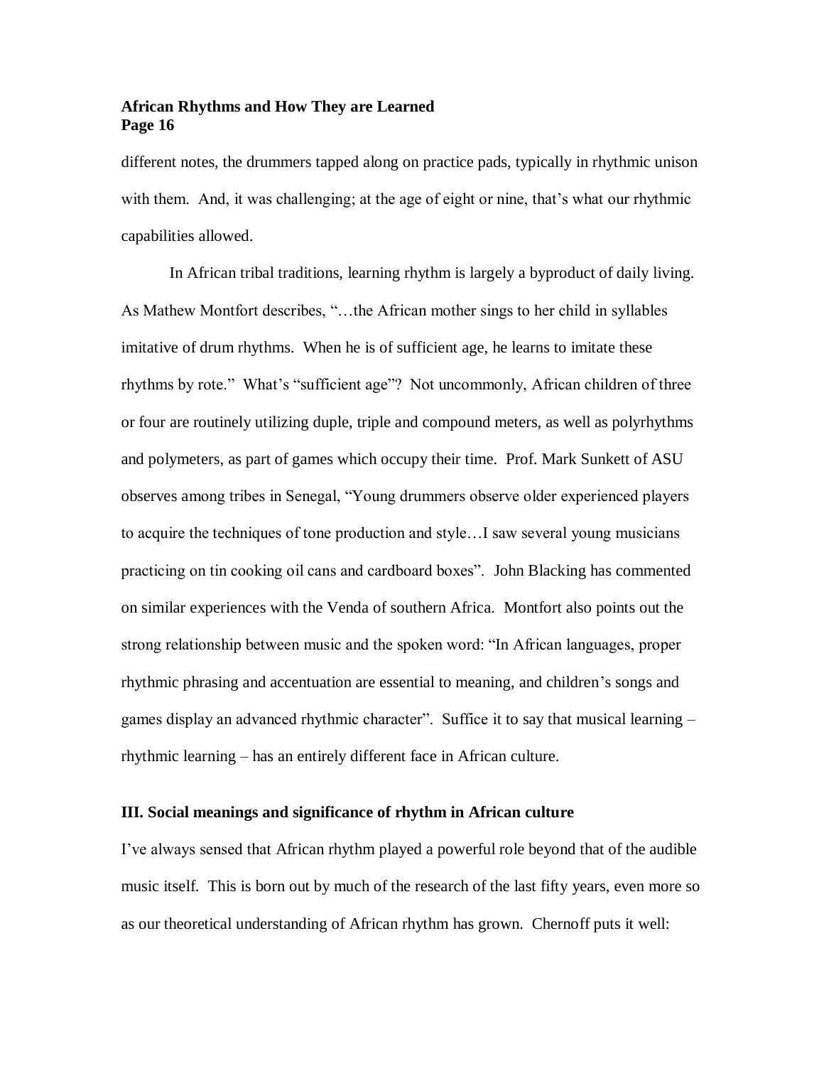different notes, the drummers tapped along on practice pads, typically in rhythmic unison with them. And, it was challenging; at the age of eight or nine, that's what our rhythmic capabilities allowed.

In African tribal traditions, learning rhythm is largely a byproduct of daily living. As Mathew Montfort describes, "…the African mother sings to her child in syllables imitative of drum rhythms. When he is of sufficient age, he learns to imitate these rhythms by rote." What's "sufficient age"? Not uncommonly, African children of three or four are routinely utilizing duple, triple and compound meters, as well as polyrhythms and polymeters, as part of games which occupy their time. Prof. Mark Sunkett of ASU observes among tribes in Senegal, "Young drummers observe older experienced players to acquire the techniques of tone production and style…I saw several young musicians practicing on tin cooking oil cans and cardboard boxes". John Blacking has commented on similar experiences with the Venda of southern Africa. Montfort also points out the strong relationship between music and the spoken word: "In African languages, proper rhythmic phrasing and accentuation are essential to meaning, and children's songs and games display an advanced rhythmic character". Suffice it to say that musical learning – rhythmic learning – has an entirely different face in African culture.

### III. Social meanings and significance of rhythm in African culture

I've always sensed that African rhythm played a powerful role beyond that of the audible music itself. This is born out by much of the research of the last fifty years, even more so as our theoretical understanding of African rhythm has grown. Chernoff puts it well: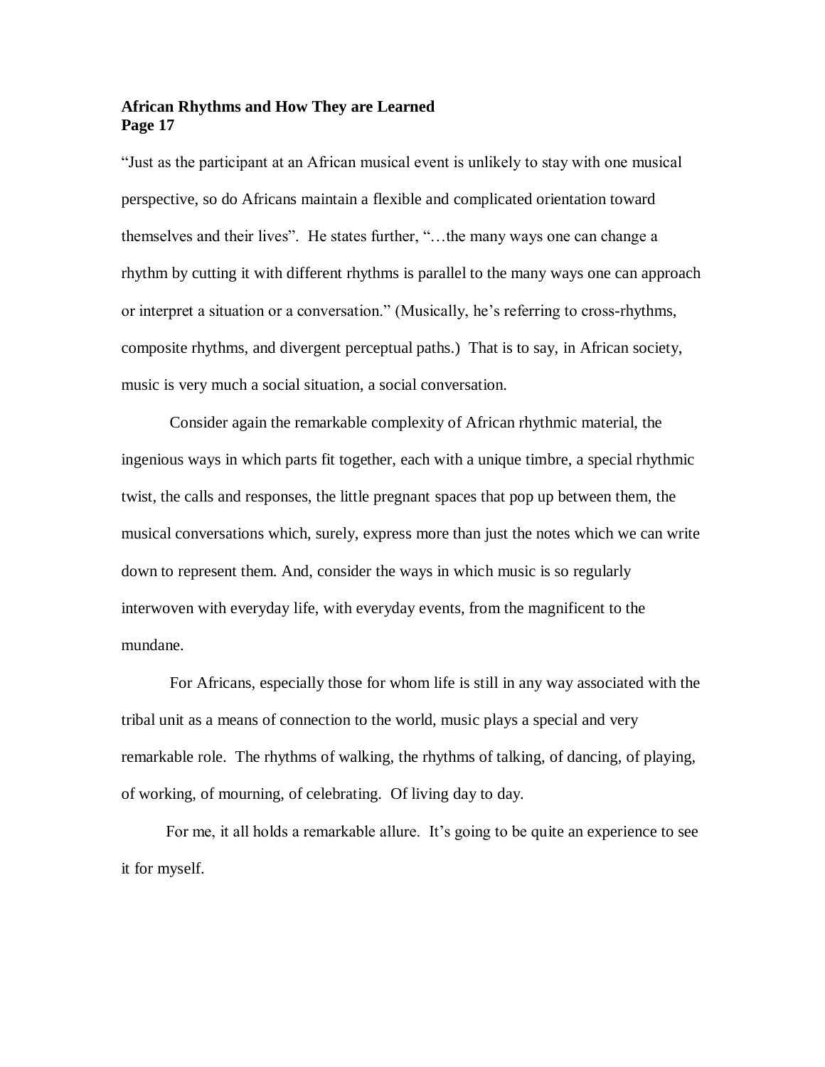"Just as the participant at an African musical event is unlikely to stay with one musical perspective, so do Africans maintain a flexible and complicated orientation toward themselves and their lives". He states further, "…the many ways one can change a rhythm by cutting it with different rhythms is parallel to the many ways one can approach or interpret a situation or a conversation." (Musically, he's referring to cross-rhythms, composite rhythms, and divergent perceptual paths.) That is to say, in African society, music is very much a social situation, a social conversation.

Consider again the remarkable complexity of African rhythmic material, the ingenious ways in which parts fit together, each with a unique timbre, a special rhythmic twist, the calls and responses, the little pregnant spaces that pop up between them, the musical conversations which, surely, express more than just the notes which we can write down to represent them. And, consider the ways in which music is so regularly interwoven with everyday life, with everyday events, from the magnificent to the mundane.

For Africans, especially those for whom life is still in any way associated with the tribal unit as a means of connection to the world, music plays a special and very remarkable role. The rhythms of walking, the rhythms of talking, of dancing, of playing, of working, of mourning, of celebrating. Of living day to day.

For me, it all holds a remarkable allure. It's going to be quite an experience to see it for myself.